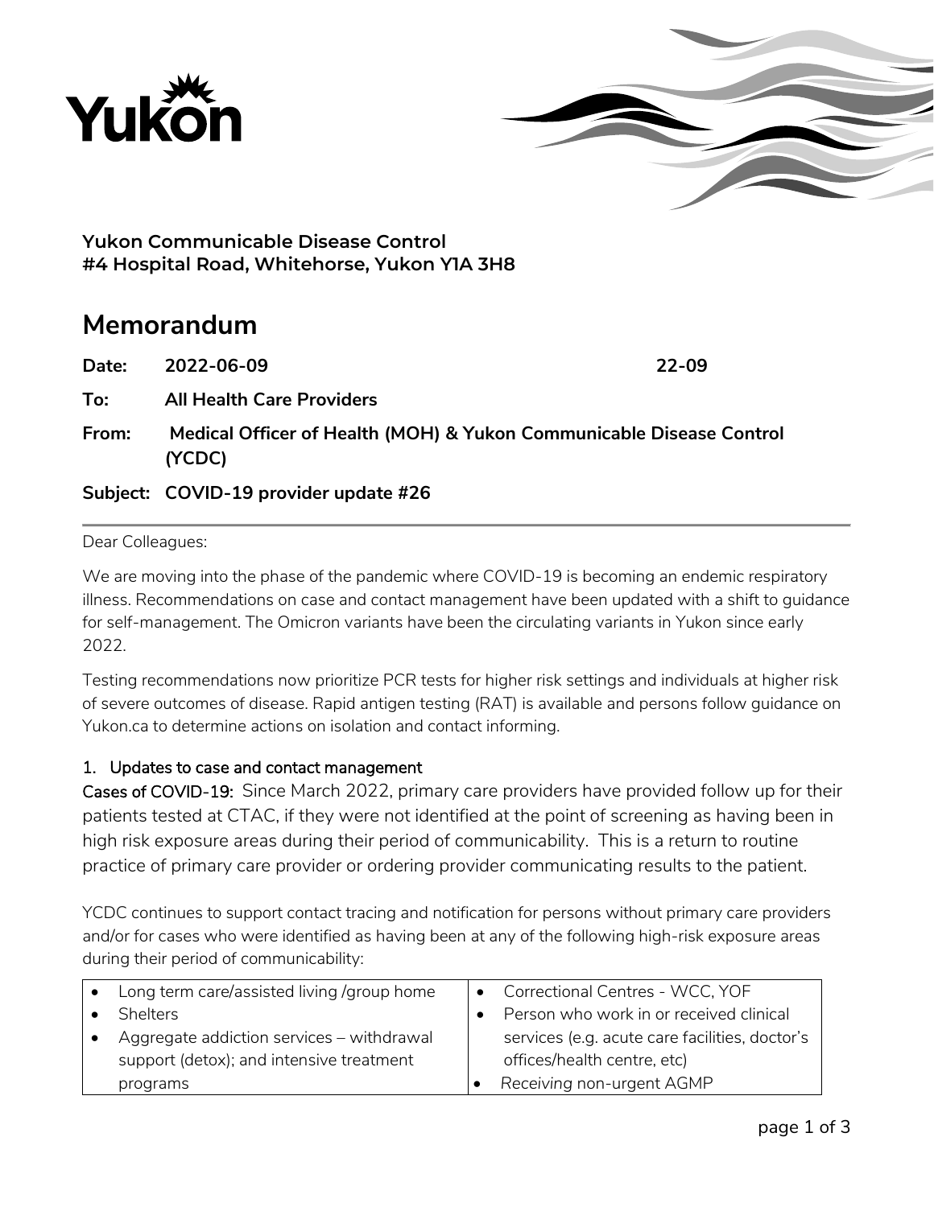Yukon

**Yukon Communicable Disease Control**
**#4 Hospital Road, Whitehorse, Yukon Y1A 3H8**

# Memorandum

**Date:** **2022-06-09** **22-09**

**To:** **All Health Care Providers**

**From:** **Medical Officer of Health (MOH) & Yukon Communicable Disease Control (YCDC)**

**Subject:** **COVID-19 provider update #26**

Dear Colleagues:

We are moving into the phase of the pandemic where COVID-19 is becoming an endemic respiratory illness. Recommendations on case and contact management have been updated with a shift to guidance for self-management. The Omicron variants have been the circulating variants in Yukon since early 2022.

Testing recommendations now prioritize PCR tests for higher risk settings and individuals at higher risk of severe outcomes of disease. Rapid antigen testing (RAT) is available and persons follow guidance on Yukon.ca to determine actions on isolation and contact informing.

## 1. Updates to case and contact management

Cases of COVID-19: Since March 2022, primary care providers have provided follow up for their patients tested at CTAC, if they were not identified at the point of screening as having been in high risk exposure areas during their period of communicability. This is a return to routine practice of primary care provider or ordering provider communicating results to the patient.

YCDC continues to support contact tracing and notification for persons without primary care providers and/or for cases who were identified as having been at any of the following high-risk exposure areas during their period of communicability:

| | |
|---|---|
| • Long term care/assisted living /group home<br>• Shelters<br>• Aggregate addiction services – withdrawal support (detox); and intensive treatment programs | • Correctional Centres - WCC, YOF<br>• Person who work in or received clinical services (e.g. acute care facilities, doctor's offices/health centre, etc)<br>• *Receiving* non-urgent AGMP |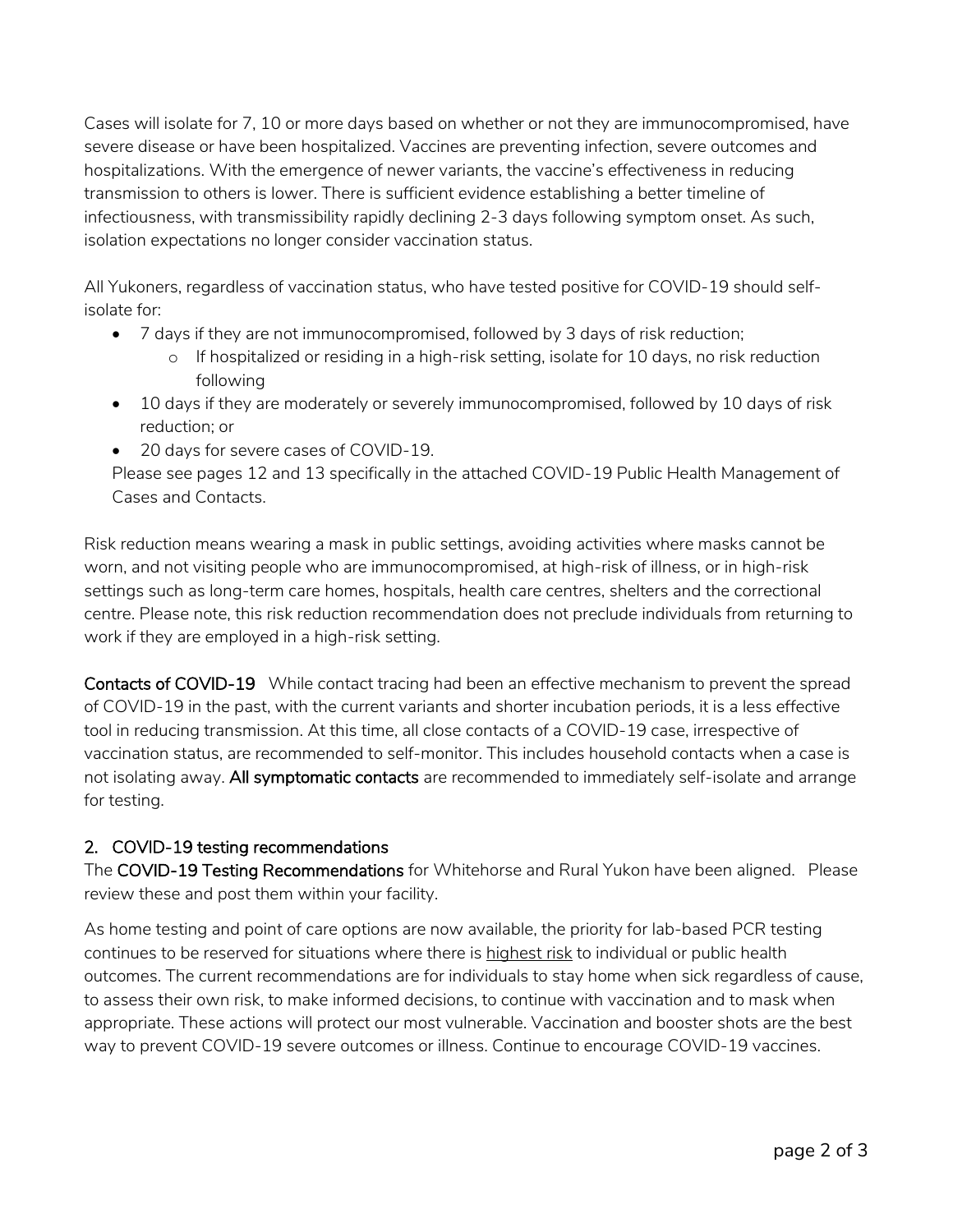Cases will isolate for 7, 10 or more days based on whether or not they are immunocompromised, have severe disease or have been hospitalized. Vaccines are preventing infection, severe outcomes and hospitalizations. With the emergence of newer variants, the vaccine's effectiveness in reducing transmission to others is lower. There is sufficient evidence establishing a better timeline of infectiousness, with transmissibility rapidly declining 2-3 days following symptom onset. As such, isolation expectations no longer consider vaccination status.

All Yukoners, regardless of vaccination status, who have tested positive for COVID-19 should self-isolate for:

- 7 days if they are not immunocompromised, followed by 3 days of risk reduction;
    - If hospitalized or residing in a high-risk setting, isolate for 10 days, no risk reduction following
- 10 days if they are moderately or severely immunocompromised, followed by 10 days of risk reduction; or
- 20 days for severe cases of COVID-19.

Please see pages 12 and 13 specifically in the attached COVID-19 Public Health Management of Cases and Contacts.

Risk reduction means wearing a mask in public settings, avoiding activities where masks cannot be worn, and not visiting people who are immunocompromised, at high-risk of illness, or in high-risk settings such as long-term care homes, hospitals, health care centres, shelters and the correctional centre. Please note, this risk reduction recommendation does not preclude individuals from returning to work if they are employed in a high-risk setting.

**Contacts of COVID-19** While contact tracing had been an effective mechanism to prevent the spread of COVID-19 in the past, with the current variants and shorter incubation periods, it is a less effective tool in reducing transmission. At this time, all close contacts of a COVID-19 case, irrespective of vaccination status, are recommended to self-monitor. This includes household contacts when a case is not isolating away. **All symptomatic contacts** are recommended to immediately self-isolate and arrange for testing.

## 2. COVID-19 testing recommendations

The **COVID-19 Testing Recommendations** for Whitehorse and Rural Yukon have been aligned. Please review these and post them within your facility.

As home testing and point of care options are now available, the priority for lab-based PCR testing continues to be reserved for situations where there is <u>highest risk</u> to individual or public health outcomes. The current recommendations are for individuals to stay home when sick regardless of cause, to assess their own risk, to make informed decisions, to continue with vaccination and to mask when appropriate. These actions will protect our most vulnerable. Vaccination and booster shots are the best way to prevent COVID-19 severe outcomes or illness. Continue to encourage COVID-19 vaccines.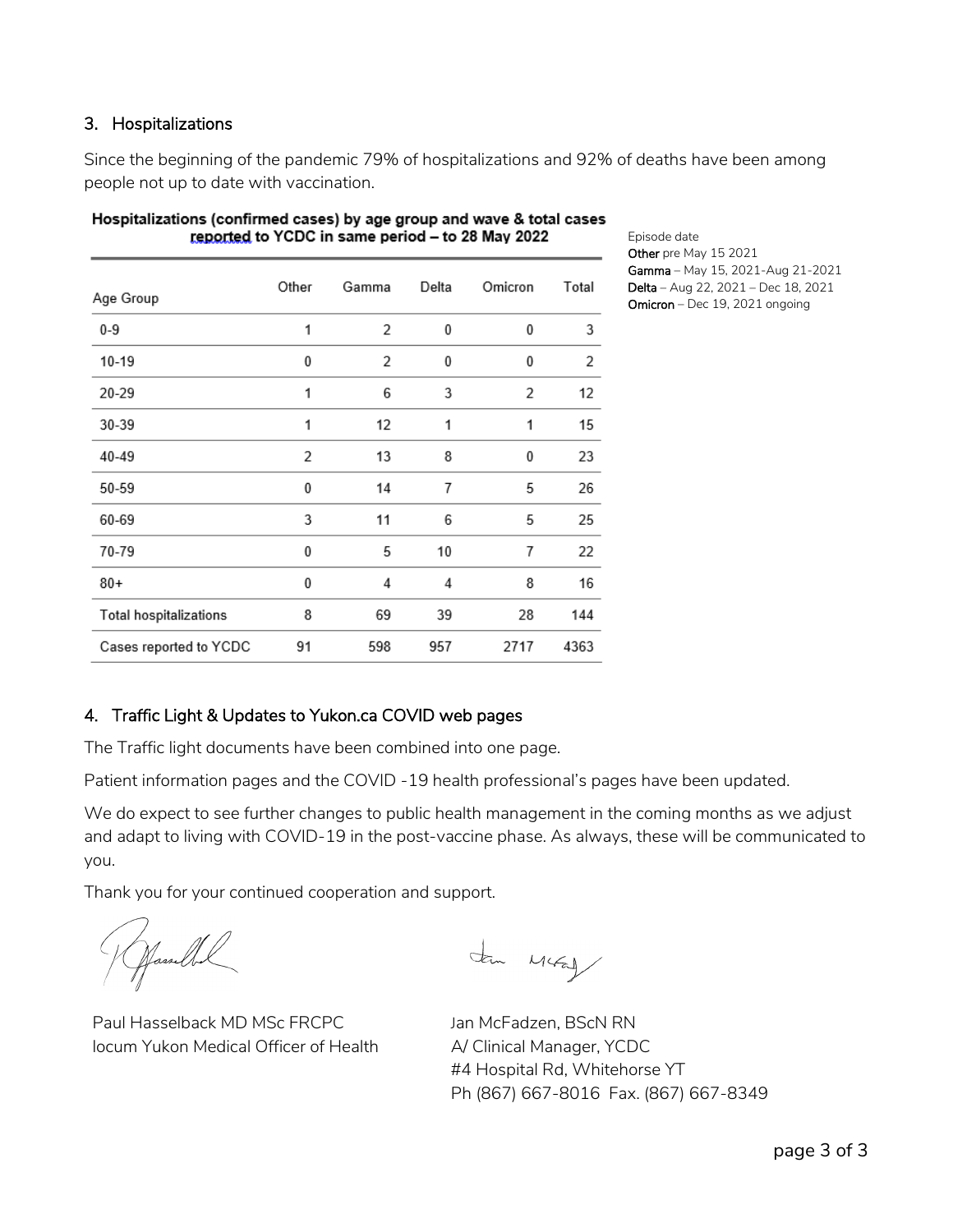## 3. Hospitalizations

Since the beginning of the pandemic 79% of hospitalizations and 92% of deaths have been among people not up to date with vaccination.

**Hospitalizations (confirmed cases) by age group and wave & total cases reported to YCDC in same period – to 28 May 2022**

| Age Group | Other | Gamma | Delta | Omicron | Total |
|---|---|---|---|---|---|
| 0-9 | 1 | 2 | 0 | 0 | 3 |
| 10-19 | 0 | 2 | 0 | 0 | 2 |
| 20-29 | 1 | 6 | 3 | 2 | 12 |
| 30-39 | 1 | 12 | 1 | 1 | 15 |
| 40-49 | 2 | 13 | 8 | 0 | 23 |
| 50-59 | 0 | 14 | 7 | 5 | 26 |
| 60-69 | 3 | 11 | 6 | 5 | 25 |
| 70-79 | 0 | 5 | 10 | 7 | 22 |
| 80+ | 0 | 4 | 4 | 8 | 16 |
| Total hospitalizations | 8 | 69 | 39 | 28 | 144 |
| Cases reported to YCDC | 91 | 598 | 957 | 2717 | 4363 |

Episode date
**Other** pre May 15 2021
**Gamma** – May 15, 2021-Aug 21-2021
**Delta** – Aug 22, 2021 – Dec 18, 2021
**Omicron** – Dec 19, 2021 ongoing

## 4. Traffic Light & Updates to Yukon.ca COVID web pages

The Traffic light documents have been combined into one page.

Patient information pages and the COVID -19 health professional's pages have been updated.

We do expect to see further changes to public health management in the coming months as we adjust and adapt to living with COVID-19 in the post-vaccine phase. As always, these will be communicated to you.

Thank you for your continued cooperation and support.

Paul Hasselback MD MSc FRCPC
locum Yukon Medical Officer of Health

Jan McFadzen, BScN RN
A/ Clinical Manager, YCDC
#4 Hospital Rd, Whitehorse YT
Ph (867) 667-8016 Fax. (867) 667-8349